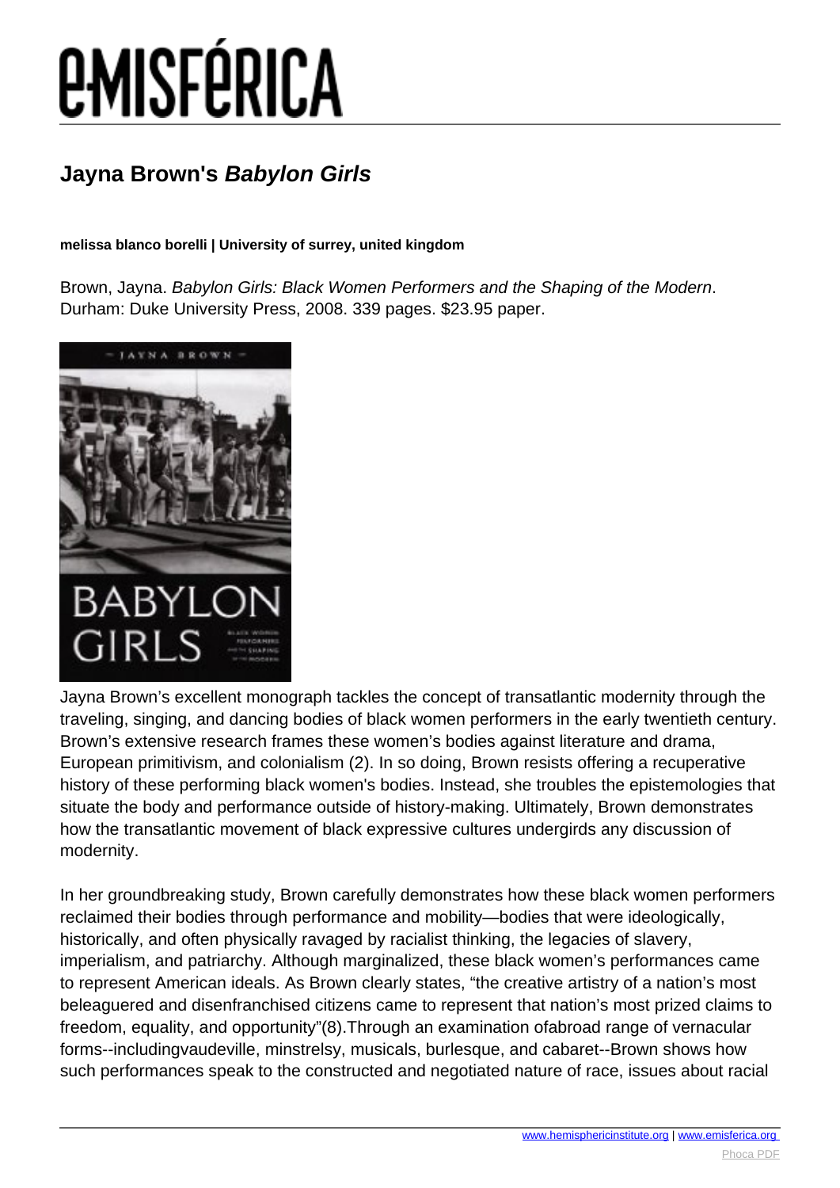# Jayna Brown's *Babylon Girls*

**melissa blanco borelli | University of surrey, united kingdom**

Brown, Jayna. *Babylon Girls: Black Women Performers and the Shaping of the Modern*. Durham: Duke University Press, 2008. 339 pages. $23.95 paper.

Jayna Brown's excellent monograph tackles the concept of transatlantic modernity through the traveling, singing, and dancing bodies of black women performers in the early twentieth century. Brown's extensive research frames these women's bodies against literature and drama, European primitivism, and colonialism (2). In so doing, Brown resists offering a recuperative history of these performing black women's bodies. Instead, she troubles the epistemologies that situate the body and performance outside of history-making. Ultimately, Brown demonstrates how the transatlantic movement of black expressive cultures undergirds any discussion of modernity.

In her groundbreaking study, Brown carefully demonstrates how these black women performers reclaimed their bodies through performance and mobility—bodies that were ideologically, historically, and often physically ravaged by racialist thinking, the legacies of slavery, imperialism, and patriarchy. Although marginalized, these black women's performances came to represent American ideals. As Brown clearly states, "the creative artistry of a nation's most beleaguered and disenfranchised citizens came to represent that nation's most prized claims to freedom, equality, and opportunity"(8).Through an examination ofabroad range of vernacular forms--includingvaudeville, minstrelsy, musicals, burlesque, and cabaret--Brown shows how such performances speak to the constructed and negotiated nature of race, issues about racial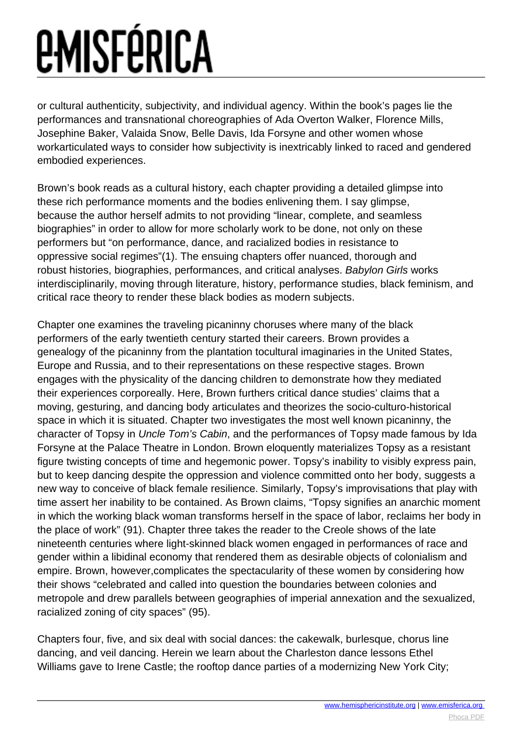or cultural authenticity, subjectivity, and individual agency. Within the book's pages lie the performances and transnational choreographies of Ada Overton Walker, Florence Mills, Josephine Baker, Valaida Snow, Belle Davis, Ida Forsyne and other women whose workarticulated ways to consider how subjectivity is inextricably linked to raced and gendered embodied experiences.

Brown's book reads as a cultural history, each chapter providing a detailed glimpse into these rich performance moments and the bodies enlivening them. I say glimpse, because the author herself admits to not providing "linear, complete, and seamless biographies" in order to allow for more scholarly work to be done, not only on these performers but "on performance, dance, and racialized bodies in resistance to oppressive social regimes"(1). The ensuing chapters offer nuanced, thorough and robust histories, biographies, performances, and critical analyses. *Babylon Girls* works interdisciplinarily, moving through literature, history, performance studies, black feminism, and critical race theory to render these black bodies as modern subjects.

Chapter one examines the traveling picaninny choruses where many of the black performers of the early twentieth century started their careers. Brown provides a genealogy of the picaninny from the plantation tocultural imaginaries in the United States, Europe and Russia, and to their representations on these respective stages. Brown engages with the physicality of the dancing children to demonstrate how they mediated their experiences corporeally. Here, Brown furthers critical dance studies' claims that a moving, gesturing, and dancing body articulates and theorizes the socio-culturo-historical space in which it is situated. Chapter two investigates the most well known picaninny, the character of Topsy in *Uncle Tom's Cabin*, and the performances of Topsy made famous by Ida Forsyne at the Palace Theatre in London. Brown eloquently materializes Topsy as a resistant figure twisting concepts of time and hegemonic power. Topsy's inability to visibly express pain, but to keep dancing despite the oppression and violence committed onto her body, suggests a new way to conceive of black female resilience. Similarly, Topsy's improvisations that play with time assert her inability to be contained. As Brown claims, "Topsy signifies an anarchic moment in which the working black woman transforms herself in the space of labor, reclaims her body in the place of work" (91). Chapter three takes the reader to the Creole shows of the late nineteenth centuries where light-skinned black women engaged in performances of race and gender within a libidinal economy that rendered them as desirable objects of colonialism and empire. Brown, however,complicates the spectacularity of these women by considering how their shows "celebrated and called into question the boundaries between colonies and metropole and drew parallels between geographies of imperial annexation and the sexualized, racialized zoning of city spaces" (95).

Chapters four, five, and six deal with social dances: the cakewalk, burlesque, chorus line dancing, and veil dancing. Herein we learn about the Charleston dance lessons Ethel Williams gave to Irene Castle; the rooftop dance parties of a modernizing New York City;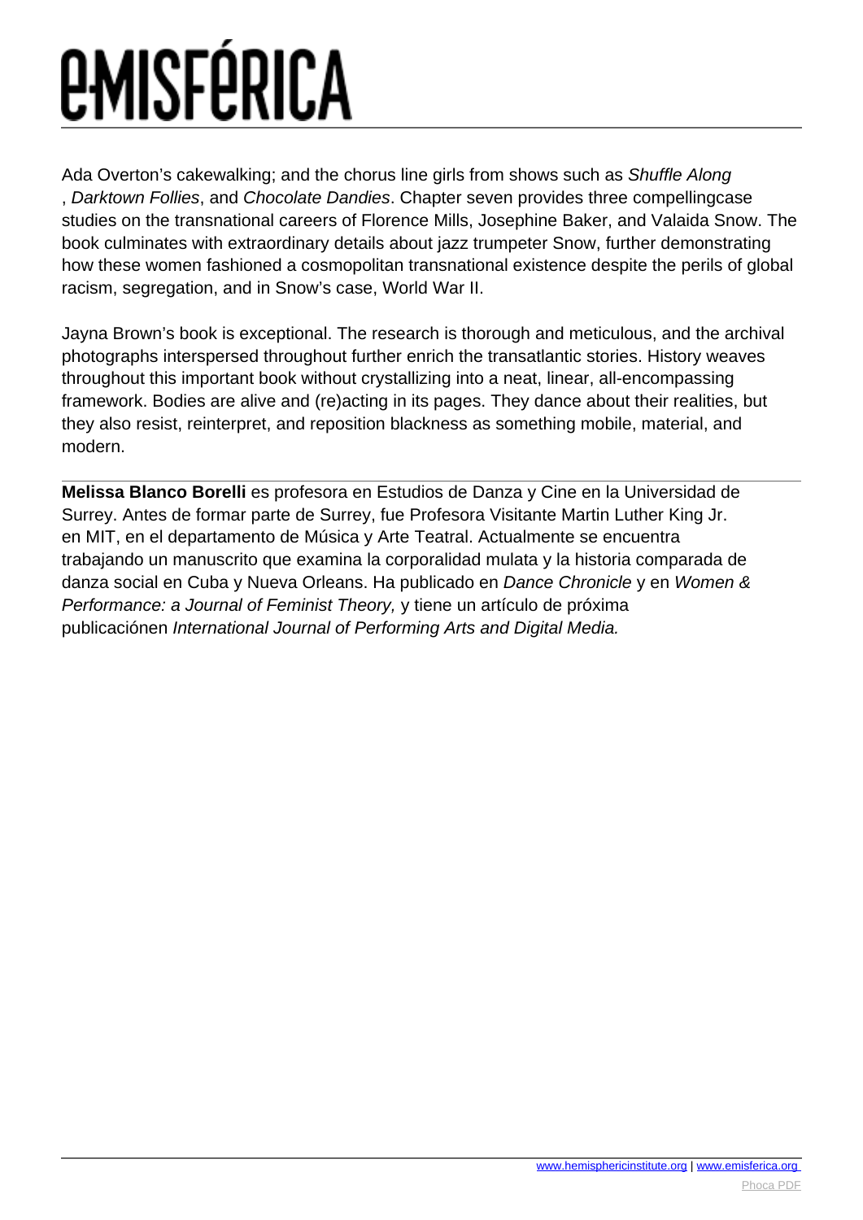Ada Overton's cakewalking; and the chorus line girls from shows such as *Shuffle Along*, *Darktown Follies*, and *Chocolate Dandies*. Chapter seven provides three compellingcase studies on the transnational careers of Florence Mills, Josephine Baker, and Valaida Snow. The book culminates with extraordinary details about jazz trumpeter Snow, further demonstrating how these women fashioned a cosmopolitan transnational existence despite the perils of global racism, segregation, and in Snow's case, World War II.

Jayna Brown's book is exceptional. The research is thorough and meticulous, and the archival photographs interspersed throughout further enrich the transatlantic stories. History weaves throughout this important book without crystallizing into a neat, linear, all-encompassing framework. Bodies are alive and (re)acting in its pages. They dance about their realities, but they also resist, reinterpret, and reposition blackness as something mobile, material, and modern.

---

**Melissa Blanco Borelli** es profesora en Estudios de Danza y Cine en la Universidad de Surrey. Antes de formar parte de Surrey, fue Profesora Visitante Martin Luther King Jr. en MIT, en el departamento de Música y Arte Teatral. Actualmente se encuentra trabajando un manuscrito que examina la corporalidad mulata y la historia comparada de danza social en Cuba y Nueva Orleans. Ha publicado en *Dance Chronicle* y en *Women & Performance: a Journal of Feminist Theory,* y tiene un artículo de próxima publicaciónen *International Journal of Performing Arts and Digital Media.*